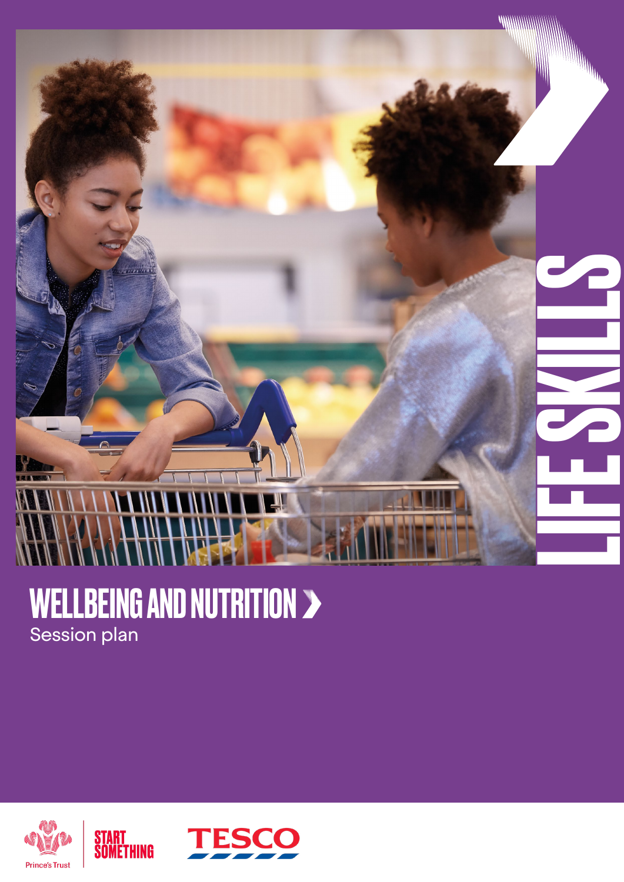LIFE SKILLS

# WELLBEING AND NUTRITION

Session plan

Prince's Trust

START SOMETHING

TESCO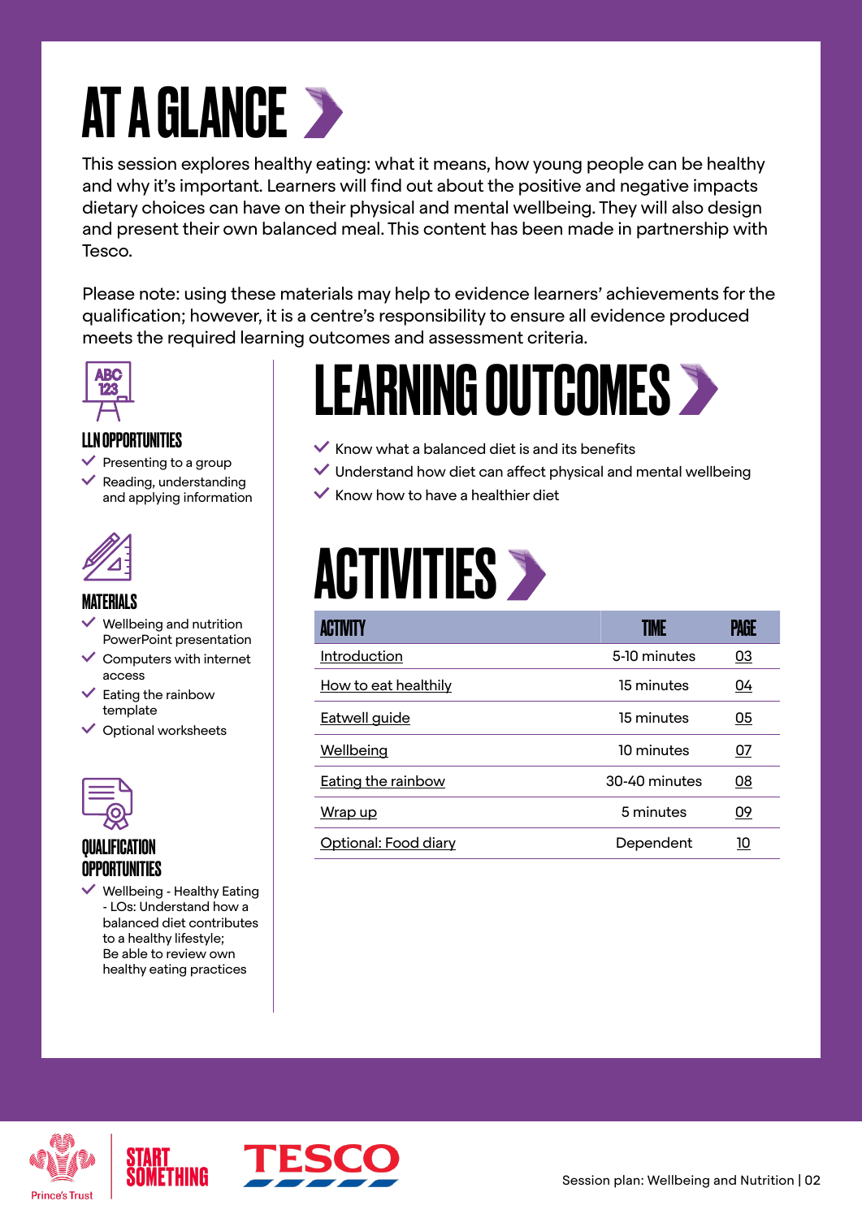# AT A GLANCE

This session explores healthy eating: what it means, how young people can be healthy and why it's important. Learners will find out about the positive and negative impacts dietary choices can have on their physical and mental wellbeing. They will also design and present their own balanced meal. This content has been made in partnership with Tesco.

Please note: using these materials may help to evidence learners' achievements for the qualification; however, it is a centre's responsibility to ensure all evidence produced meets the required learning outcomes and assessment criteria.

### LLN OPPORTUNITIES

- Presenting to a group
- Reading, understanding and applying information

### MATERIALS

- Wellbeing and nutrition PowerPoint presentation
- Computers with internet access
- Eating the rainbow template
- Optional worksheets

### QUALIFICATION OPPORTUNITIES

- Wellbeing - Healthy Eating - LOs: Understand how a balanced diet contributes to a healthy lifestyle; Be able to review own healthy eating practices

## LEARNING OUTCOMES

- Know what a balanced diet is and its benefits
- Understand how diet can affect physical and mental wellbeing
- Know how to have a healthier diet

## ACTIVITIES

| ACTIVITY | TIME | PAGE |
|---|---|---|
| Introduction | 5-10 minutes | 03 |
| How to eat healthily | 15 minutes | 04 |
| Eatwell guide | 15 minutes | 05 |
| Wellbeing | 10 minutes | 07 |
| Eating the rainbow | 30-40 minutes | 08 |
| Wrap up | 5 minutes | 09 |
| Optional: Food diary | Dependent | 10 |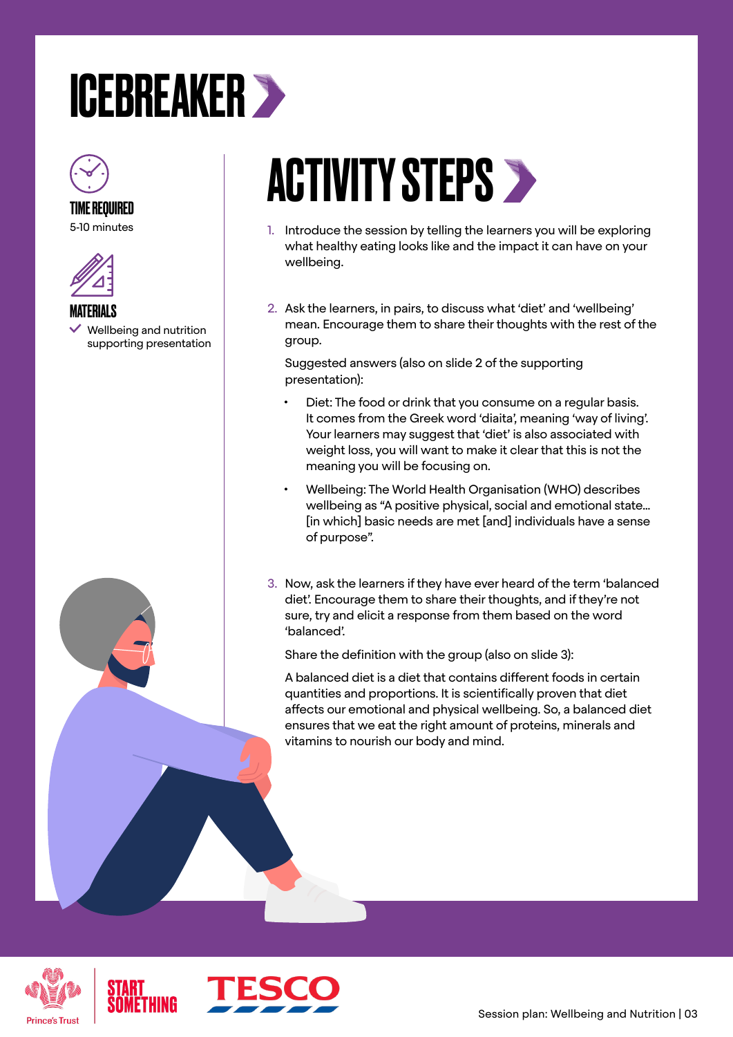# ICEBREAKER

**TIME REQUIRED**
5-10 minutes

**MATERIALS**
- ✓ Wellbeing and nutrition supporting presentation

## ACTIVITY STEPS

1. Introduce the session by telling the learners you will be exploring what healthy eating looks like and the impact it can have on your wellbeing.

2. Ask the learners, in pairs, to discuss what 'diet' and 'wellbeing' mean. Encourage them to share their thoughts with the rest of the group.

   Suggested answers (also on slide 2 of the supporting presentation):

   - Diet: The food or drink that you consume on a regular basis. It comes from the Greek word 'diaita', meaning 'way of living'. Your learners may suggest that 'diet' is also associated with weight loss, you will want to make it clear that this is not the meaning you will be focusing on.
   - Wellbeing: The World Health Organisation (WHO) describes wellbeing as "A positive physical, social and emotional state… [in which] basic needs are met [and] individuals have a sense of purpose".

3. Now, ask the learners if they have ever heard of the term 'balanced diet'. Encourage them to share their thoughts, and if they're not sure, try and elicit a response from them based on the word 'balanced'.

   Share the definition with the group (also on slide 3):

   A balanced diet is a diet that contains different foods in certain quantities and proportions. It is scientifically proven that diet affects our emotional and physical wellbeing. So, a balanced diet ensures that we eat the right amount of proteins, minerals and vitamins to nourish our body and mind.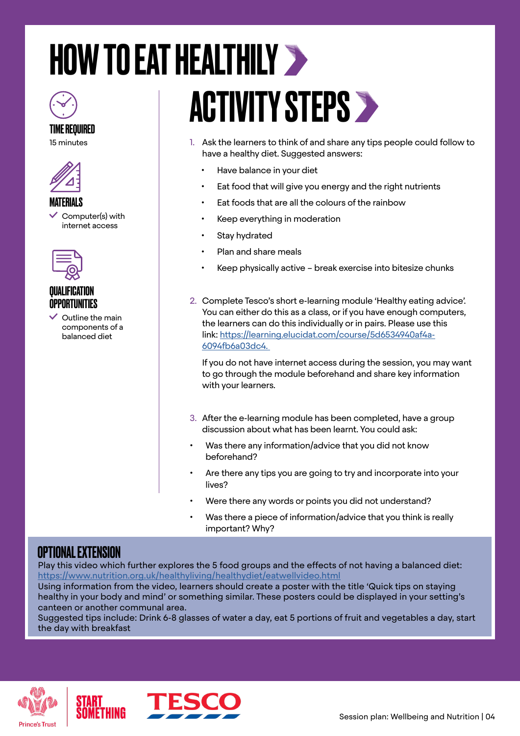# HOW TO EAT HEALTHILY

**TIME REQUIRED**

15 minutes

**MATERIALS**

- ✓ Computer(s) with internet access

**QUALIFICATION OPPORTUNITIES**

- ✓ Outline the main components of a balanced diet

## ACTIVITY STEPS

1. Ask the learners to think of and share any tips people could follow to have a healthy diet. Suggested answers:
   - Have balance in your diet
   - Eat food that will give you energy and the right nutrients
   - Eat foods that are all the colours of the rainbow
   - Keep everything in moderation
   - Stay hydrated
   - Plan and share meals
   - Keep physically active – break exercise into bitesize chunks

2. Complete Tesco's short e-learning module 'Healthy eating advice'. You can either do this as a class, or if you have enough computers, the learners can do this individually or in pairs. Please use this link: https://learning.elucidat.com/course/5d6534940af4a-6094fb6a03dc4.

   If you do not have internet access during the session, you may want to go through the module beforehand and share key information with your learners.

3. After the e-learning module has been completed, have a group discussion about what has been learnt. You could ask:

- Was there any information/advice that you did not know beforehand?
- Are there any tips you are going to try and incorporate into your lives?
- Were there any words or points you did not understand?
- Was there a piece of information/advice that you think is really important? Why?

### OPTIONAL EXTENSION

Play this video which further explores the 5 food groups and the effects of not having a balanced diet: https://www.nutrition.org.uk/healthyliving/healthydiet/eatwellvideo.html
Using information from the video, learners should create a poster with the title 'Quick tips on staying healthy in your body and mind' or something similar. These posters could be displayed in your setting's canteen or another communal area.
Suggested tips include: Drink 6-8 glasses of water a day, eat 5 portions of fruit and vegetables a day, start the day with breakfast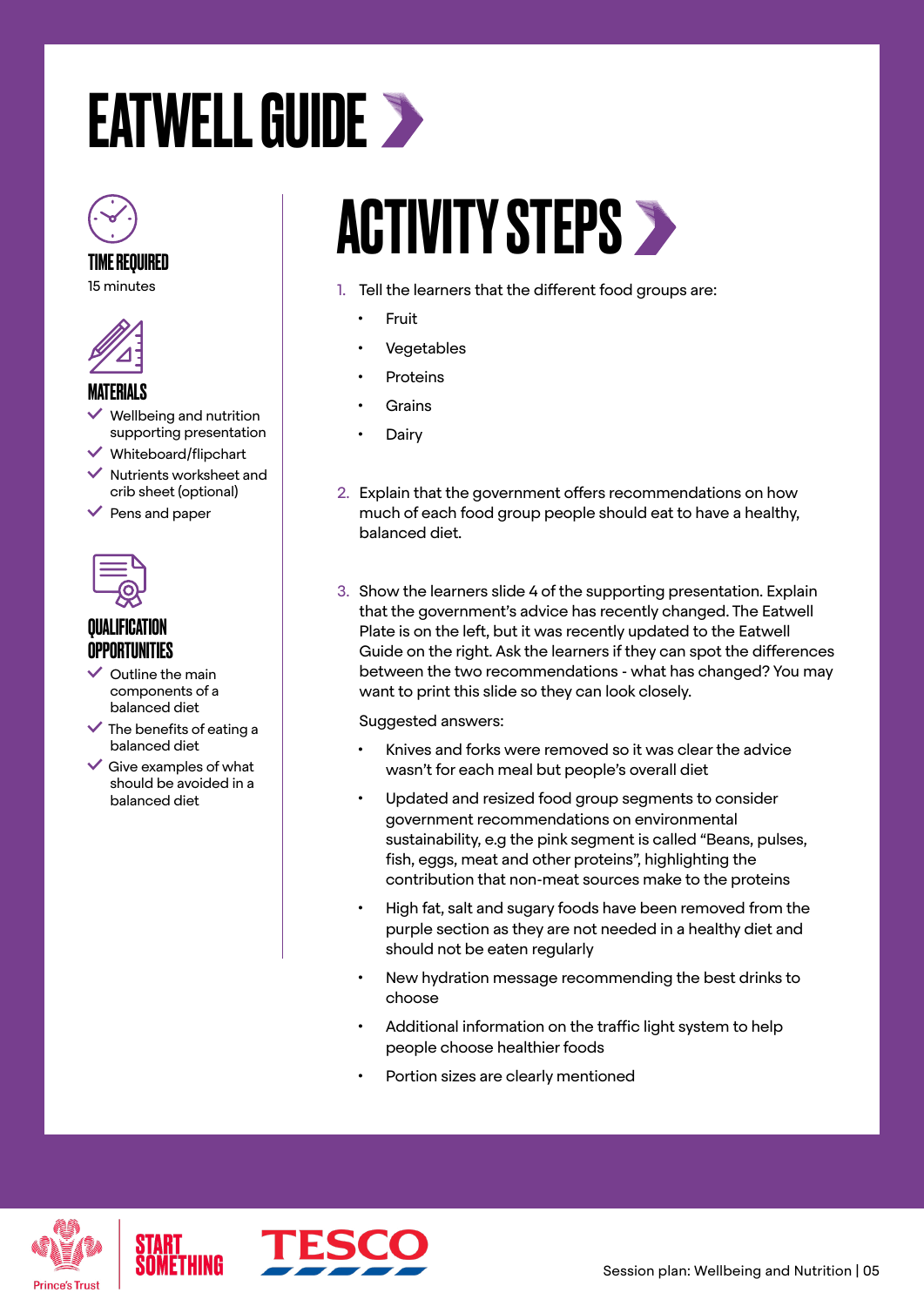# EATWELL GUIDE

### TIME REQUIRED

15 minutes

### MATERIALS

- Wellbeing and nutrition supporting presentation
- Whiteboard/flipchart
- Nutrients worksheet and crib sheet (optional)
- Pens and paper

### QUALIFICATION OPPORTUNITIES

- Outline the main components of a balanced diet
- The benefits of eating a balanced diet
- Give examples of what should be avoided in a balanced diet

## ACTIVITY STEPS

1. Tell the learners that the different food groups are:
   - Fruit
   - Vegetables
   - Proteins
   - Grains
   - Dairy

2. Explain that the government offers recommendations on how much of each food group people should eat to have a healthy, balanced diet.

3. Show the learners slide 4 of the supporting presentation. Explain that the government's advice has recently changed. The Eatwell Plate is on the left, but it was recently updated to the Eatwell Guide on the right. Ask the learners if they can spot the differences between the two recommendations - what has changed? You may want to print this slide so they can look closely.

   Suggested answers:

   - Knives and forks were removed so it was clear the advice wasn't for each meal but people's overall diet
   - Updated and resized food group segments to consider government recommendations on environmental sustainability, e.g the pink segment is called "Beans, pulses, fish, eggs, meat and other proteins", highlighting the contribution that non-meat sources make to the proteins
   - High fat, salt and sugary foods have been removed from the purple section as they are not needed in a healthy diet and should not be eaten regularly
   - New hydration message recommending the best drinks to choose
   - Additional information on the traffic light system to help people choose healthier foods
   - Portion sizes are clearly mentioned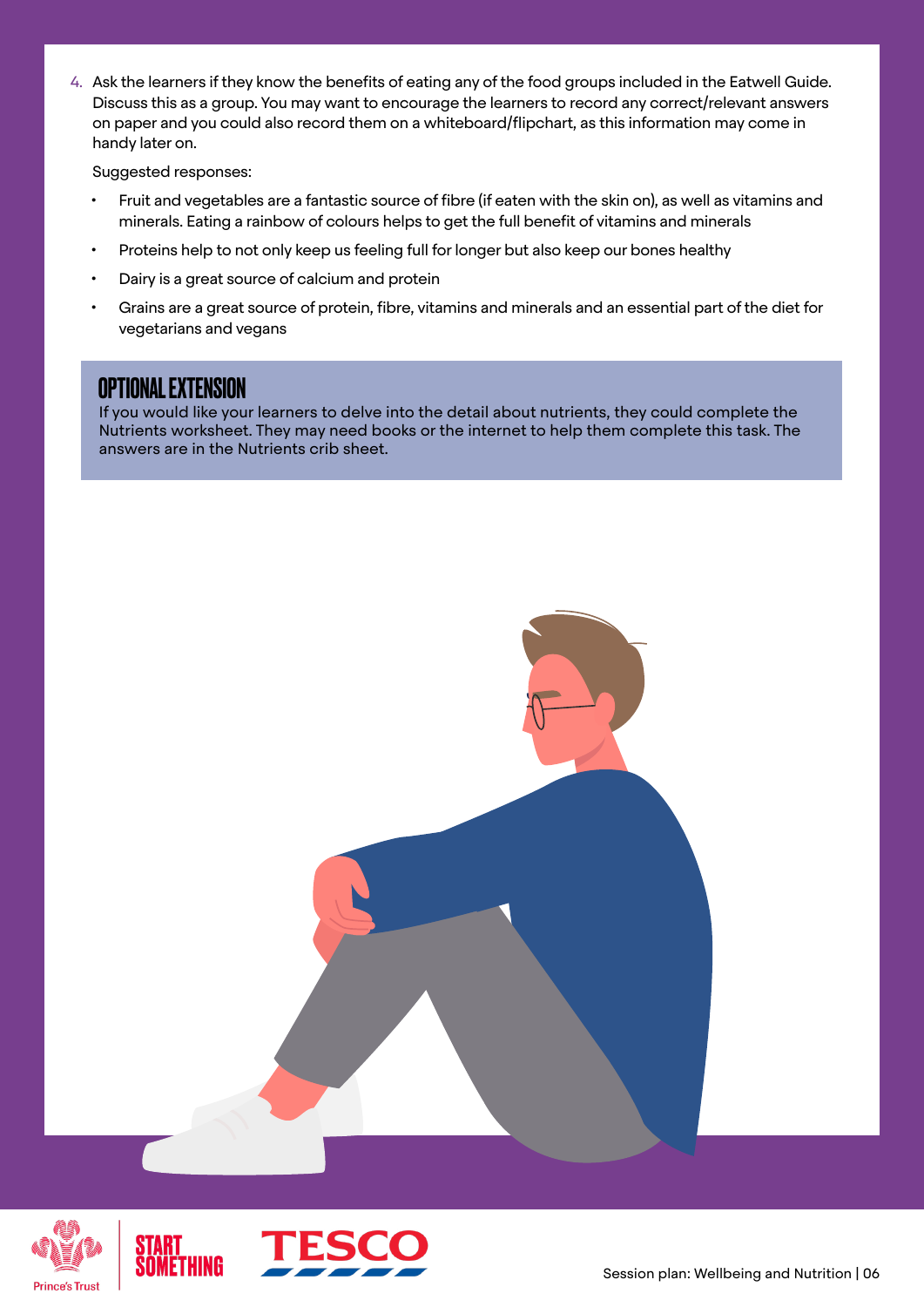4. Ask the learners if they know the benefits of eating any of the food groups included in the Eatwell Guide. Discuss this as a group. You may want to encourage the learners to record any correct/relevant answers on paper and you could also record them on a whiteboard/flipchart, as this information may come in handy later on.

   Suggested responses:

   - Fruit and vegetables are a fantastic source of fibre (if eaten with the skin on), as well as vitamins and minerals. Eating a rainbow of colours helps to get the full benefit of vitamins and minerals
   - Proteins help to not only keep us feeling full for longer but also keep our bones healthy
   - Dairy is a great source of calcium and protein
   - Grains are a great source of protein, fibre, vitamins and minerals and an essential part of the diet for vegetarians and vegans

## OPTIONAL EXTENSION

If you would like your learners to delve into the detail about nutrients, they could complete the Nutrients worksheet. They may need books or the internet to help them complete this task. The answers are in the Nutrients crib sheet.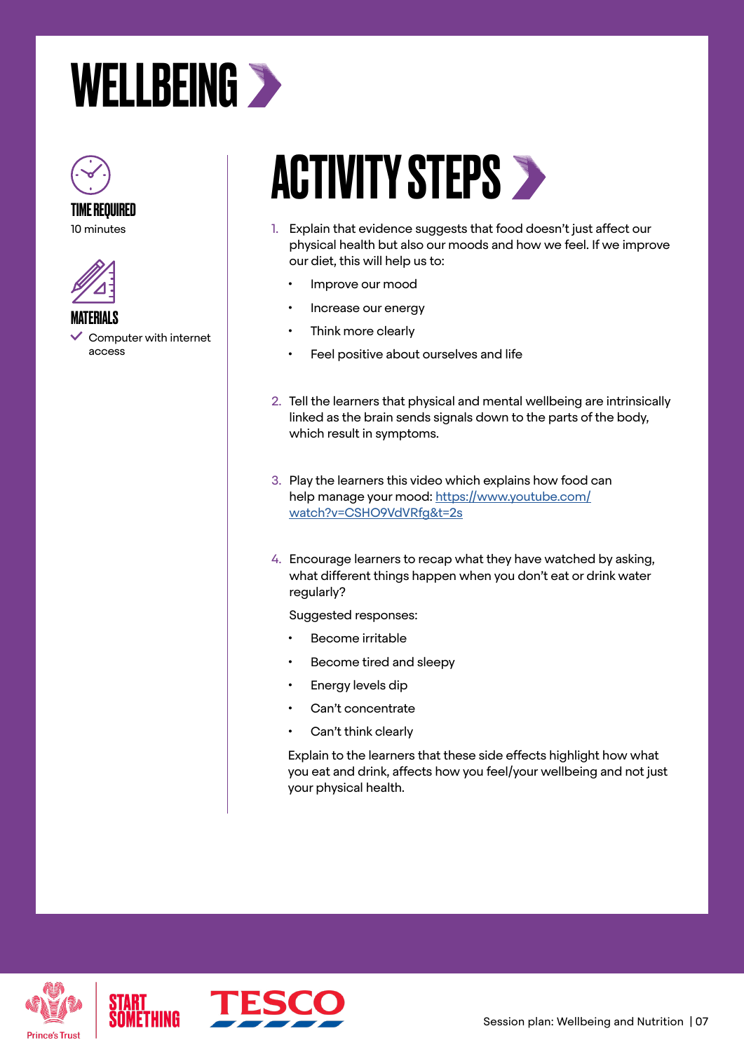# WELLBEING

**TIME REQUIRED**
10 minutes

**MATERIALS**
- ✓ Computer with internet access

## ACTIVITY STEPS

1. Explain that evidence suggests that food doesn't just affect our physical health but also our moods and how we feel. If we improve our diet, this will help us to:
   - Improve our mood
   - Increase our energy
   - Think more clearly
   - Feel positive about ourselves and life

2. Tell the learners that physical and mental wellbeing are intrinsically linked as the brain sends signals down to the parts of the body, which result in symptoms.

3. Play the learners this video which explains how food can help manage your mood: [https://www.youtube.com/watch?v=CSHO9VdVRfg&t=2s](https://www.youtube.com/watch?v=CSHO9VdVRfg&t=2s)

4. Encourage learners to recap what they have watched by asking, what different things happen when you don't eat or drink water regularly?

   Suggested responses:
   - Become irritable
   - Become tired and sleepy
   - Energy levels dip
   - Can't concentrate
   - Can't think clearly

   Explain to the learners that these side effects highlight how what you eat and drink, affects how you feel/your wellbeing and not just your physical health.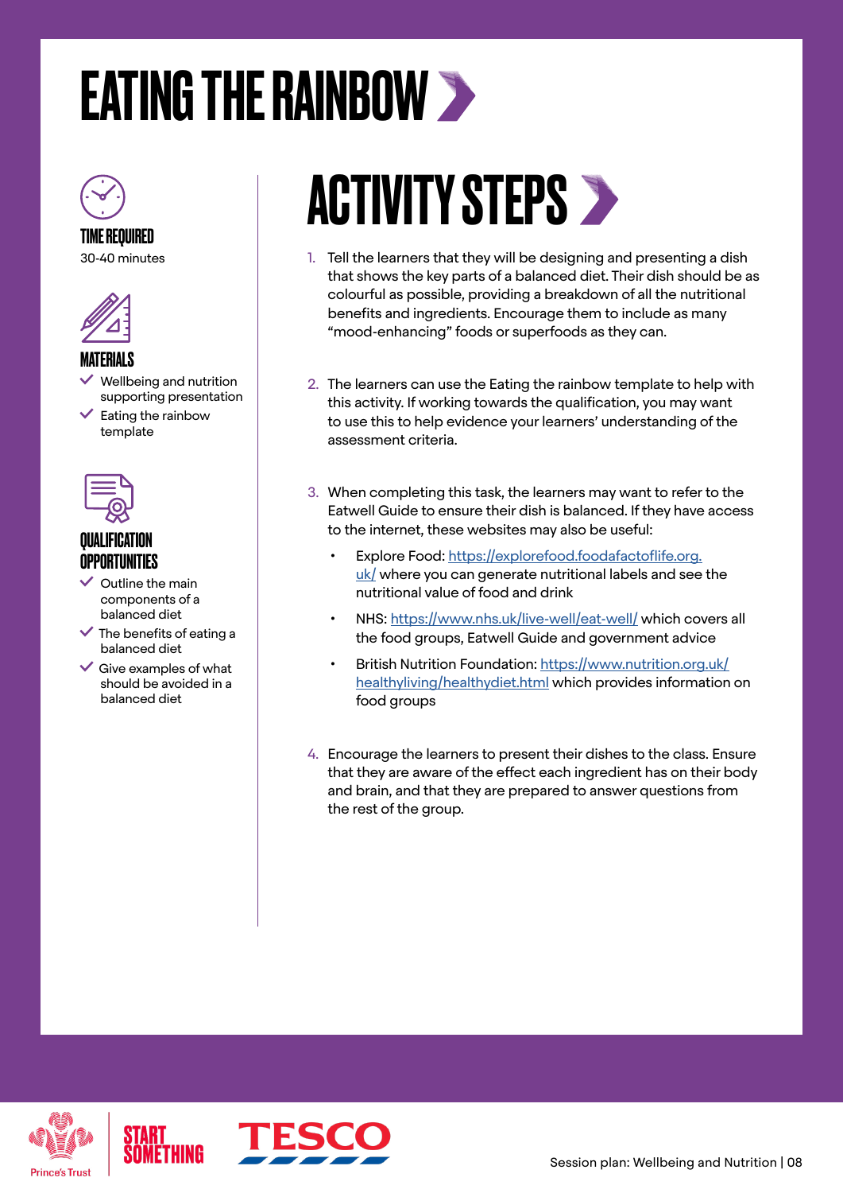# EATING THE RAINBOW

### TIME REQUIRED

30-40 minutes

### MATERIALS

- Wellbeing and nutrition supporting presentation
- Eating the rainbow template

### QUALIFICATION OPPORTUNITIES

- Outline the main components of a balanced diet
- The benefits of eating a balanced diet
- Give examples of what should be avoided in a balanced diet

## ACTIVITY STEPS

1. Tell the learners that they will be designing and presenting a dish that shows the key parts of a balanced diet. Their dish should be as colourful as possible, providing a breakdown of all the nutritional benefits and ingredients. Encourage them to include as many "mood-enhancing" foods or superfoods as they can.

2. The learners can use the Eating the rainbow template to help with this activity. If working towards the qualification, you may want to use this to help evidence your learners' understanding of the assessment criteria.

3. When completing this task, the learners may want to refer to the Eatwell Guide to ensure their dish is balanced. If they have access to the internet, these websites may also be useful:
   - Explore Food: https://explorefood.foodafactoflife.org.uk/ where you can generate nutritional labels and see the nutritional value of food and drink
   - NHS: https://www.nhs.uk/live-well/eat-well/ which covers all the food groups, Eatwell Guide and government advice
   - British Nutrition Foundation: https://www.nutrition.org.uk/healthyliving/healthydiet.html which provides information on food groups

4. Encourage the learners to present their dishes to the class. Ensure that they are aware of the effect each ingredient has on their body and brain, and that they are prepared to answer questions from the rest of the group.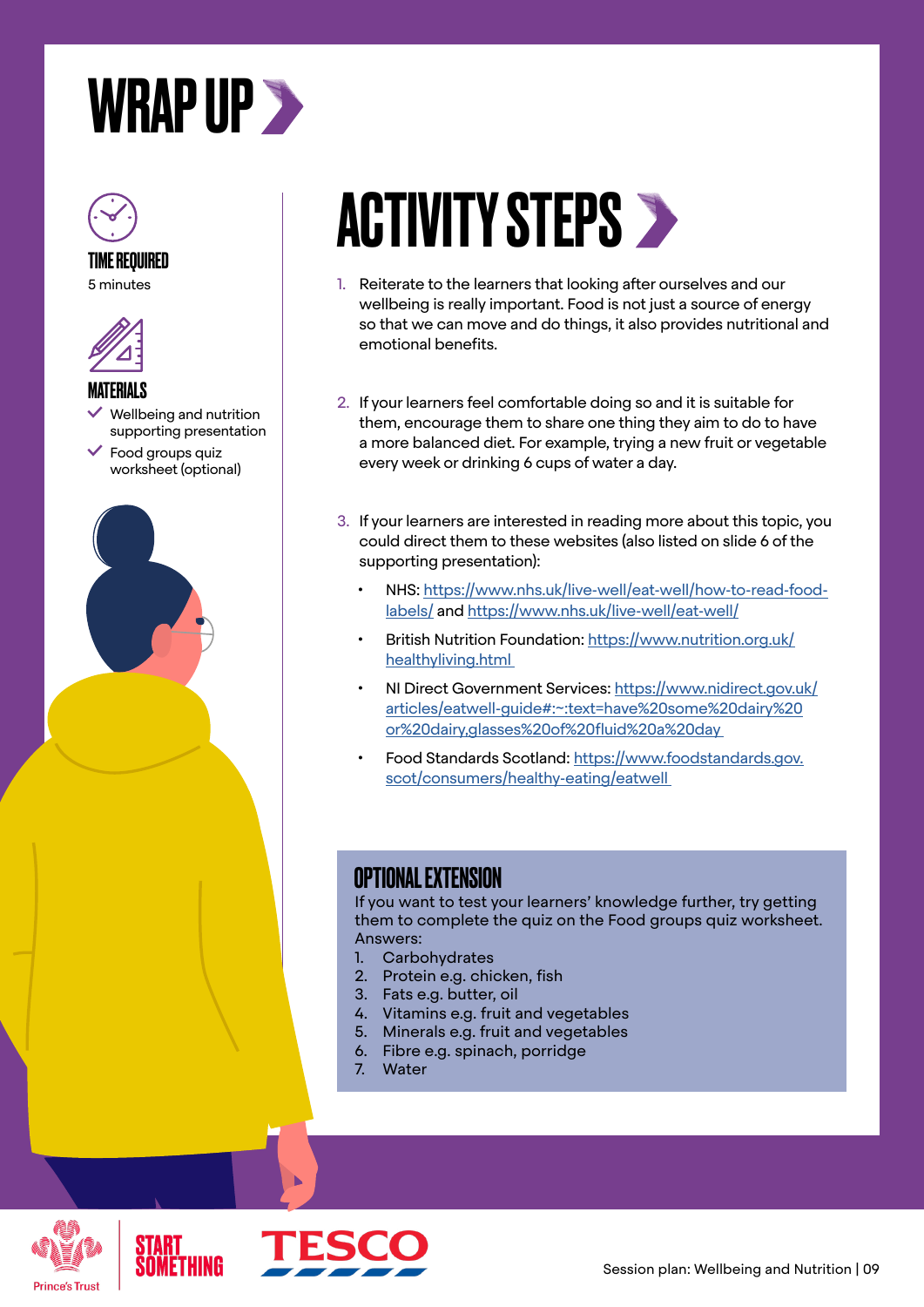# WRAP UP

**TIME REQUIRED**

5 minutes

**MATERIALS**

- Wellbeing and nutrition supporting presentation
- Food groups quiz worksheet (optional)

## ACTIVITY STEPS

1. Reiterate to the learners that looking after ourselves and our wellbeing is really important. Food is not just a source of energy so that we can move and do things, it also provides nutritional and emotional benefits.

2. If your learners feel comfortable doing so and it is suitable for them, encourage them to share one thing they aim to do to have a more balanced diet. For example, trying a new fruit or vegetable every week or drinking 6 cups of water a day.

3. If your learners are interested in reading more about this topic, you could direct them to these websites (also listed on slide 6 of the supporting presentation):
   - NHS: https://www.nhs.uk/live-well/eat-well/how-to-read-food-labels/ and https://www.nhs.uk/live-well/eat-well/
   - British Nutrition Foundation: https://www.nutrition.org.uk/healthyliving.html
   - NI Direct Government Services: https://www.nidirect.gov.uk/articles/eatwell-guide#:~:text=have%20some%20dairy%20or%20dairy,glasses%20of%20fluid%20a%20day
   - Food Standards Scotland: https://www.foodstandards.gov.scot/consumers/healthy-eating/eatwell

### OPTIONAL EXTENSION

If you want to test your learners' knowledge further, try getting them to complete the quiz on the Food groups quiz worksheet.

Answers:

1. Carbohydrates
2. Protein e.g. chicken, fish
3. Fats e.g. butter, oil
4. Vitamins e.g. fruit and vegetables
5. Minerals e.g. fruit and vegetables
6. Fibre e.g. spinach, porridge
7. Water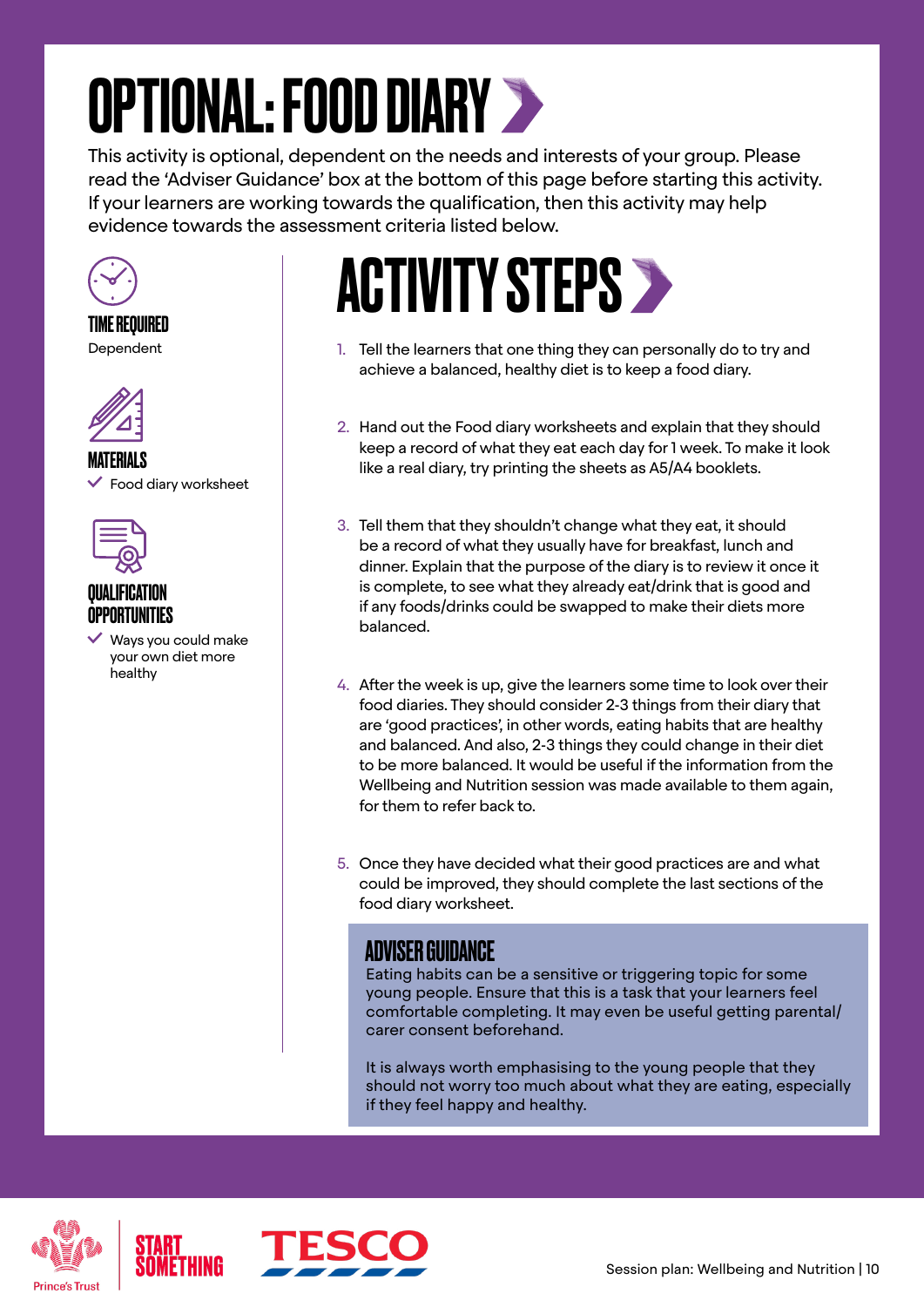# OPTIONAL: FOOD DIARY

This activity is optional, dependent on the needs and interests of your group. Please read the 'Adviser Guidance' box at the bottom of this page before starting this activity. If your learners are working towards the qualification, then this activity may help evidence towards the assessment criteria listed below.

### TIME REQUIRED

Dependent

### MATERIALS

- ✓ Food diary worksheet

### QUALIFICATION OPPORTUNITIES

- ✓ Ways you could make your own diet more healthy

## ACTIVITY STEPS

1. Tell the learners that one thing they can personally do to try and achieve a balanced, healthy diet is to keep a food diary.

2. Hand out the Food diary worksheets and explain that they should keep a record of what they eat each day for 1 week. To make it look like a real diary, try printing the sheets as A5/A4 booklets.

3. Tell them that they shouldn't change what they eat, it should be a record of what they usually have for breakfast, lunch and dinner. Explain that the purpose of the diary is to review it once it is complete, to see what they already eat/drink that is good and if any foods/drinks could be swapped to make their diets more balanced.

4. After the week is up, give the learners some time to look over their food diaries. They should consider 2-3 things from their diary that are 'good practices', in other words, eating habits that are healthy and balanced. And also, 2-3 things they could change in their diet to be more balanced. It would be useful if the information from the Wellbeing and Nutrition session was made available to them again, for them to refer back to.

5. Once they have decided what their good practices are and what could be improved, they should complete the last sections of the food diary worksheet.

### ADVISER GUIDANCE

Eating habits can be a sensitive or triggering topic for some young people. Ensure that this is a task that your learners feel comfortable completing. It may even be useful getting parental/carer consent beforehand.

It is always worth emphasising to the young people that they should not worry too much about what they are eating, especially if they feel happy and healthy.